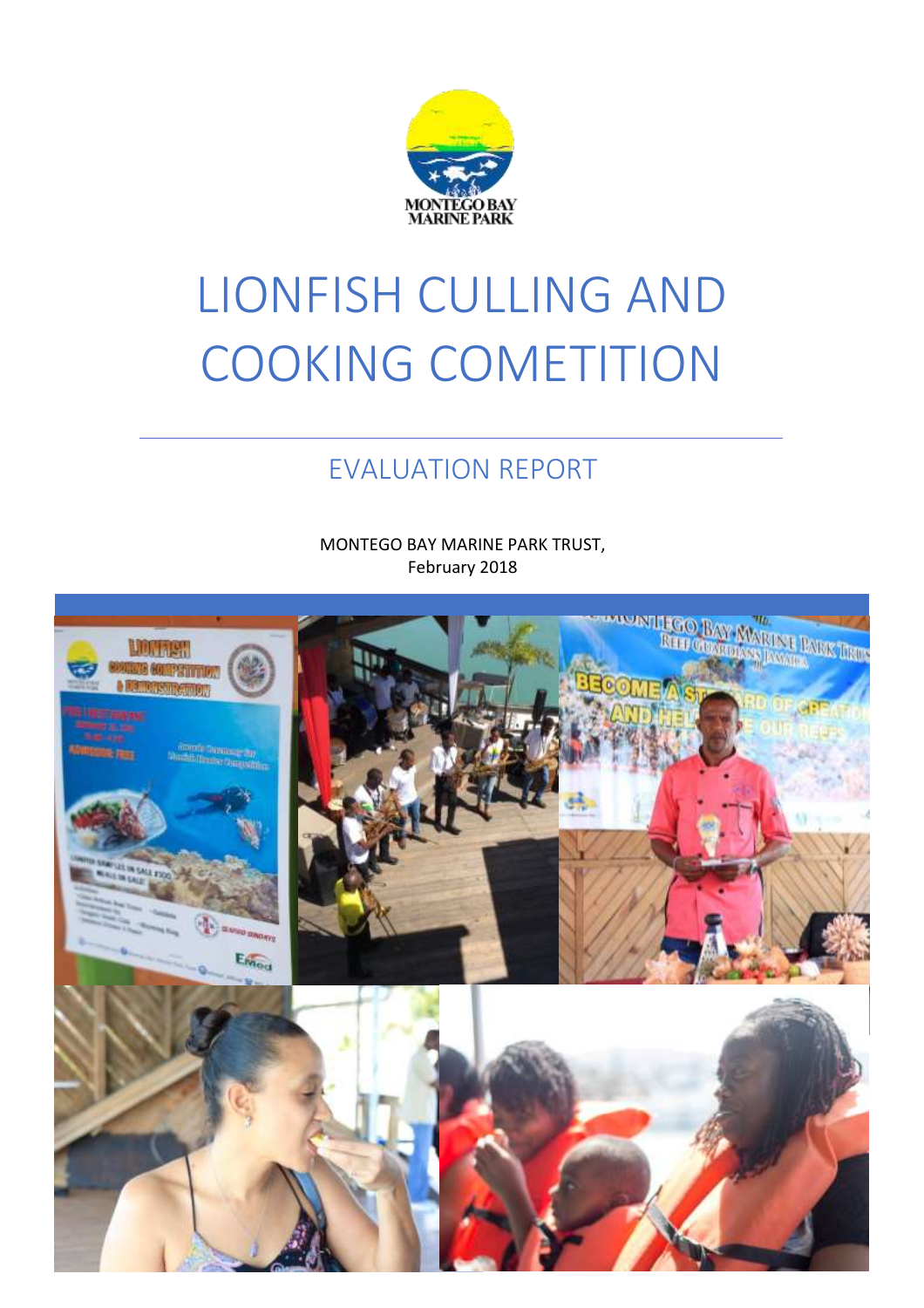# LIONFISH CULLING AND COOKING COMETITION

## EVALUATION REPORT

MONTEGO BAY MARINE PARK TRUST,
February 2018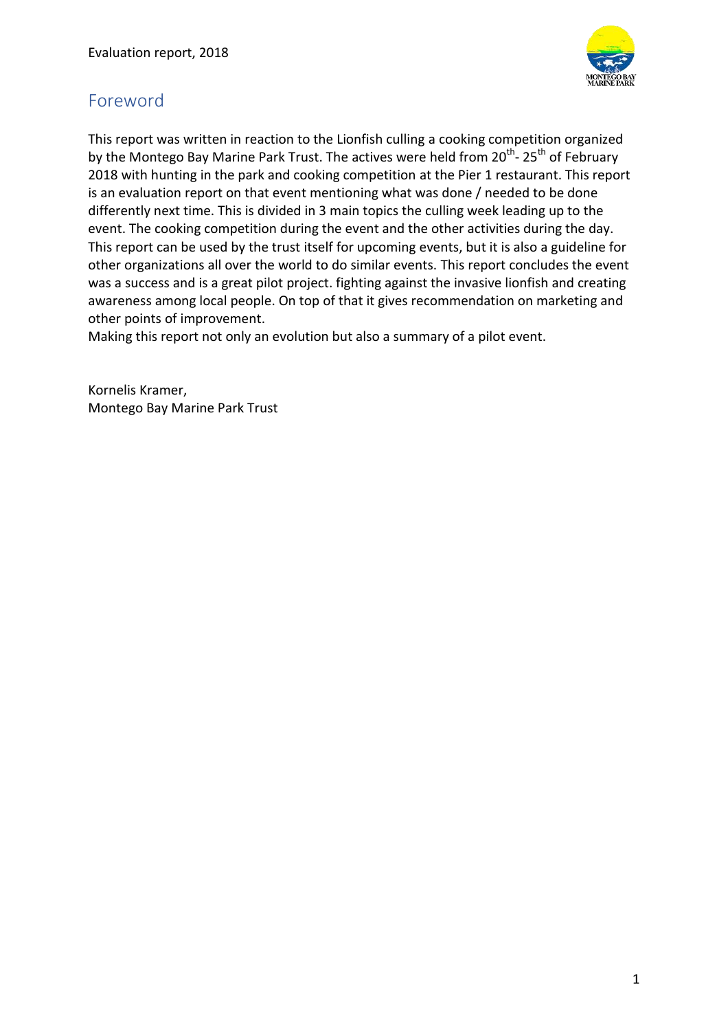## Foreword

This report was written in reaction to the Lionfish culling a cooking competition organized by the Montego Bay Marine Park Trust. The actives were held from 20th- 25th of February 2018 with hunting in the park and cooking competition at the Pier 1 restaurant. This report is an evaluation report on that event mentioning what was done / needed to be done differently next time. This is divided in 3 main topics the culling week leading up to the event. The cooking competition during the event and the other activities during the day. This report can be used by the trust itself for upcoming events, but it is also a guideline for other organizations all over the world to do similar events. This report concludes the event was a success and is a great pilot project. fighting against the invasive lionfish and creating awareness among local people. On top of that it gives recommendation on marketing and other points of improvement.
Making this report not only an evolution but also a summary of a pilot event.

Kornelis Kramer,
Montego Bay Marine Park Trust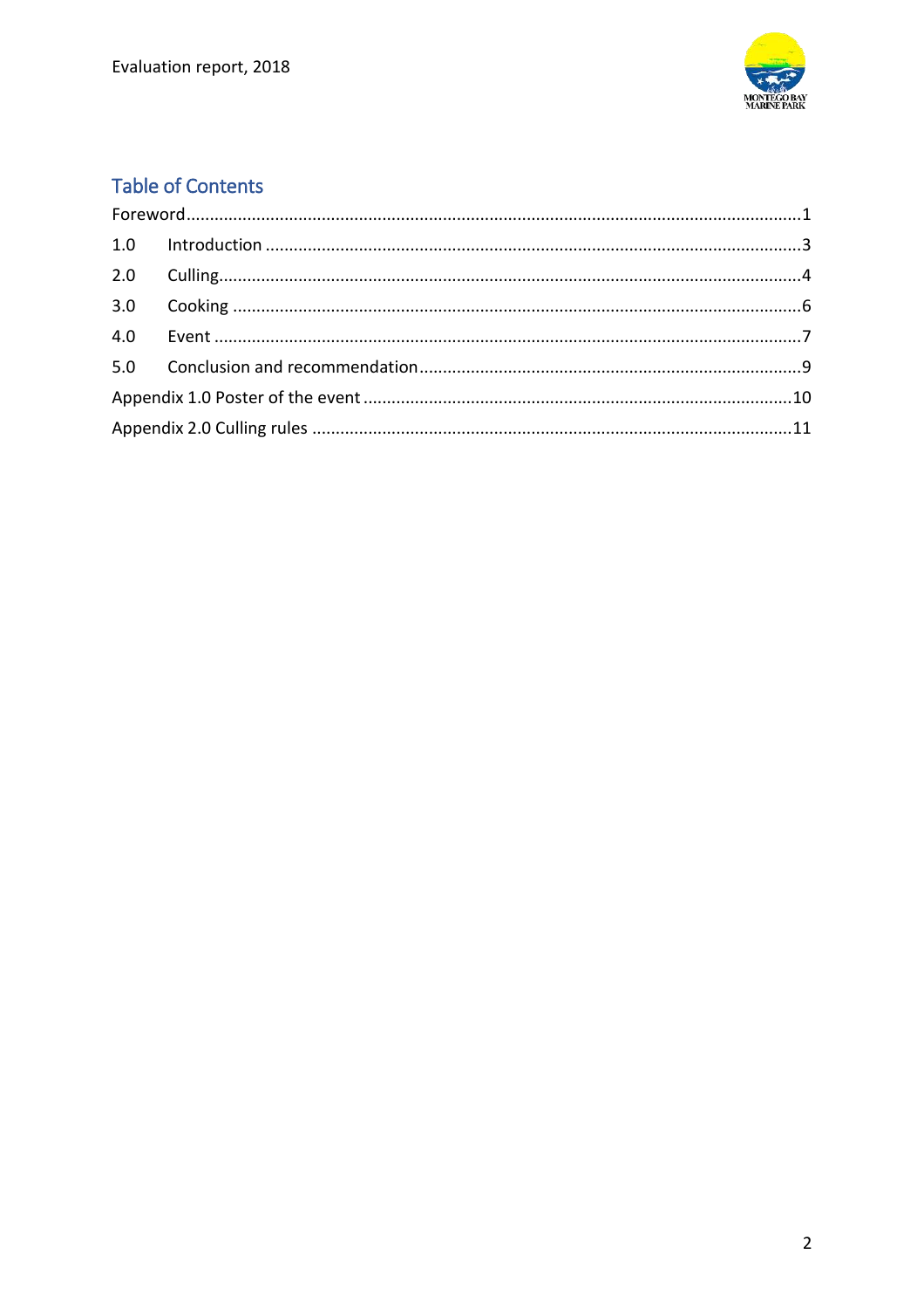## Table of Contents

Foreword....................................................................................................................1

1.0 Introduction ..........................................................................................................3

2.0 Culling...................................................................................................................4

3.0 Cooking .................................................................................................................6

4.0 Event .....................................................................................................................7

5.0 Conclusion and recommendation..........................................................................9

Appendix 1.0 Poster of the event ..............................................................................10

Appendix 2.0 Culling rules .........................................................................................11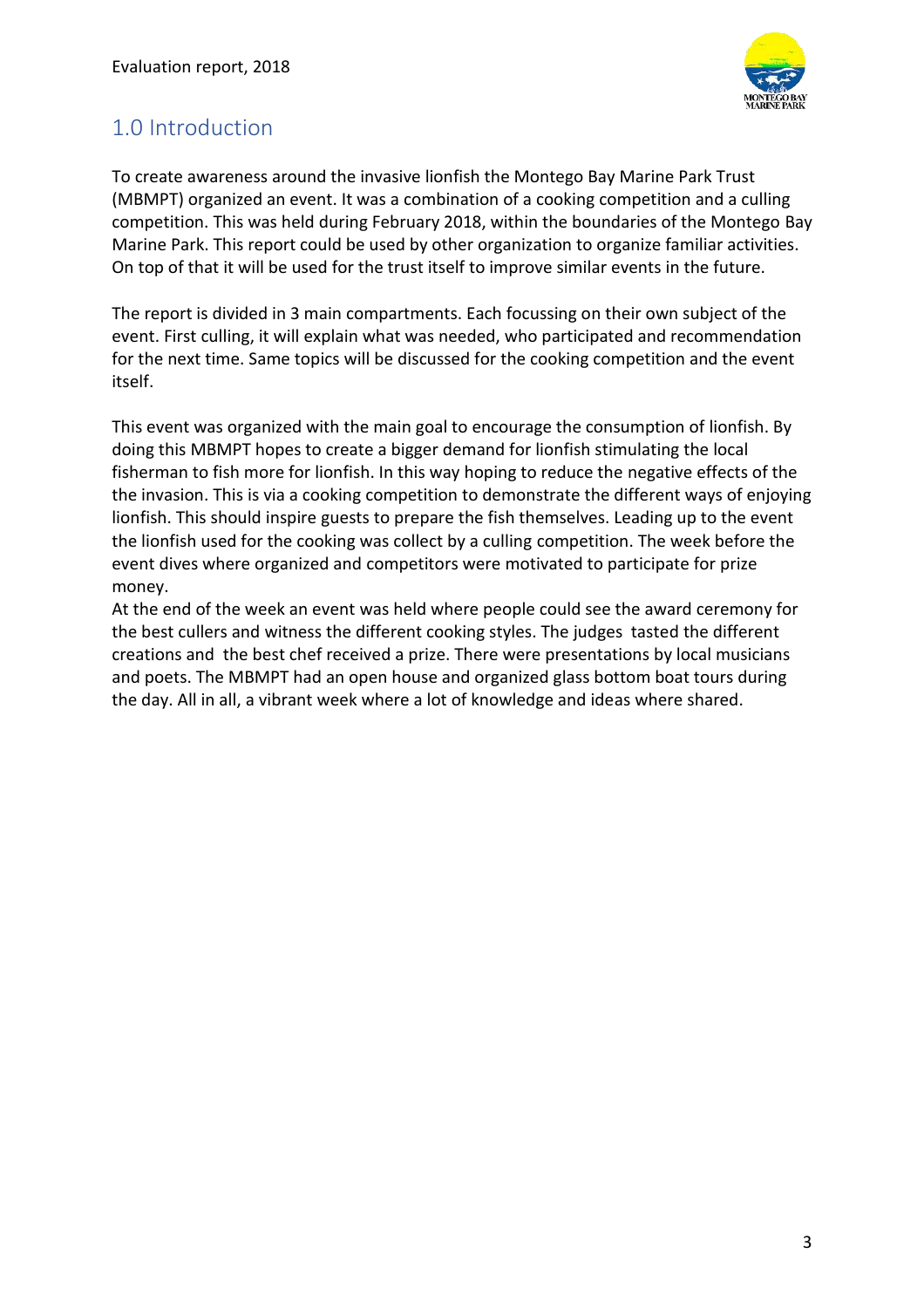## 1.0 Introduction

To create awareness around the invasive lionfish the Montego Bay Marine Park Trust (MBMPT) organized an event. It was a combination of a cooking competition and a culling competition. This was held during February 2018, within the boundaries of the Montego Bay Marine Park. This report could be used by other organization to organize familiar activities. On top of that it will be used for the trust itself to improve similar events in the future.

The report is divided in 3 main compartments. Each focussing on their own subject of the event. First culling, it will explain what was needed, who participated and recommendation for the next time. Same topics will be discussed for the cooking competition and the event itself.

This event was organized with the main goal to encourage the consumption of lionfish. By doing this MBMPT hopes to create a bigger demand for lionfish stimulating the local fisherman to fish more for lionfish. In this way hoping to reduce the negative effects of the the invasion. This is via a cooking competition to demonstrate the different ways of enjoying lionfish. This should inspire guests to prepare the fish themselves. Leading up to the event the lionfish used for the cooking was collect by a culling competition. The week before the event dives where organized and competitors were motivated to participate for prize money.
At the end of the week an event was held where people could see the award ceremony for the best cullers and witness the different cooking styles. The judges tasted the different creations and the best chef received a prize. There were presentations by local musicians and poets. The MBMPT had an open house and organized glass bottom boat tours during the day. All in all, a vibrant week where a lot of knowledge and ideas where shared.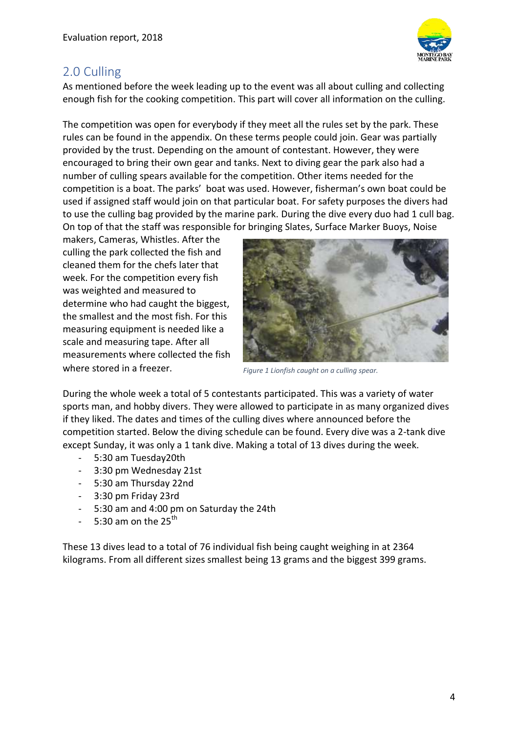## 2.0 Culling

As mentioned before the week leading up to the event was all about culling and collecting enough fish for the cooking competition. This part will cover all information on the culling.

The competition was open for everybody if they meet all the rules set by the park. These rules can be found in the appendix. On these terms people could join. Gear was partially provided by the trust. Depending on the amount of contestant. However, they were encouraged to bring their own gear and tanks. Next to diving gear the park also had a number of culling spears available for the competition. Other items needed for the competition is a boat. The parks' boat was used. However, fisherman's own boat could be used if assigned staff would join on that particular boat. For safety purposes the divers had to use the culling bag provided by the marine park. During the dive every duo had 1 cull bag. On top of that the staff was responsible for bringing Slates, Surface Marker Buoys, Noise makers, Cameras, Whistles. After the culling the park collected the fish and cleaned them for the chefs later that week. For the competition every fish was weighted and measured to determine who had caught the biggest, the smallest and the most fish. For this measuring equipment is needed like a scale and measuring tape. After all measurements where collected the fish where stored in a freezer.

*Figure 1 Lionfish caught on a culling spear.*

During the whole week a total of 5 contestants participated. This was a variety of water sports man, and hobby divers. They were allowed to participate in as many organized dives if they liked. The dates and times of the culling dives where announced before the competition started. Below the diving schedule can be found. Every dive was a 2-tank dive except Sunday, it was only a 1 tank dive. Making a total of 13 dives during the week.

- 5:30 am Tuesday20th
- 3:30 pm Wednesday 21st
- 5:30 am Thursday 22nd
- 3:30 pm Friday 23rd
- 5:30 am and 4:00 pm on Saturday the 24th
- 5:30 am on the 25th

These 13 dives lead to a total of 76 individual fish being caught weighing in at 2364 kilograms. From all different sizes smallest being 13 grams and the biggest 399 grams.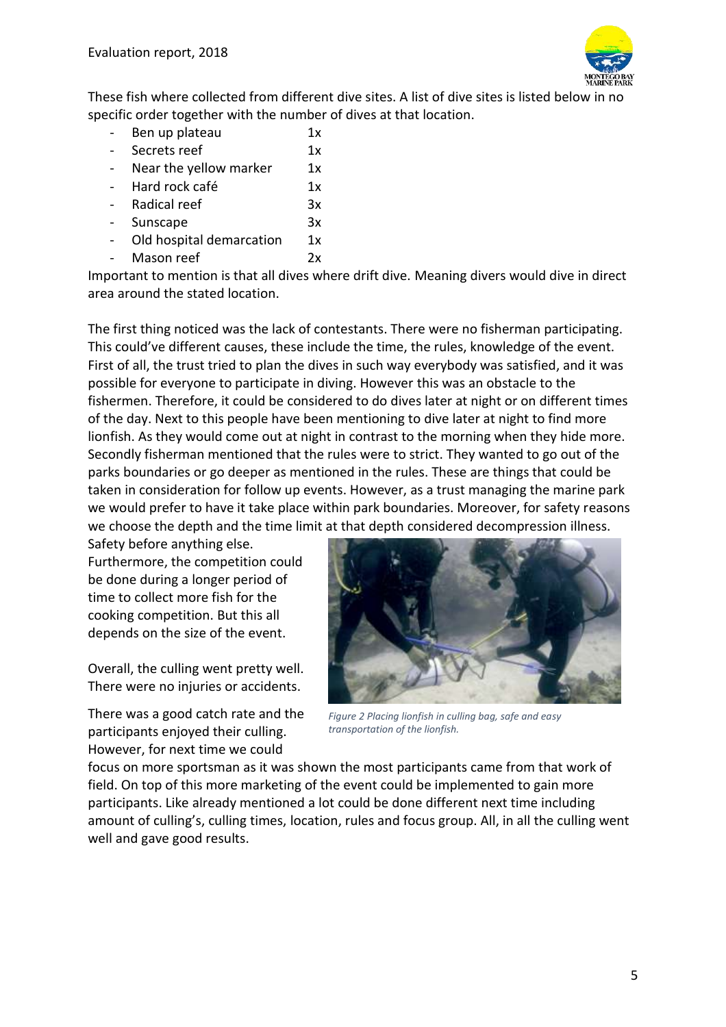These fish where collected from different dive sites. A list of dive sites is listed below in no specific order together with the number of dives at that location.

- Ben up plateau 1x
- Secrets reef 1x
- Near the yellow marker 1x
- Hard rock café 1x
- Radical reef 3x
- Sunscape 3x
- Old hospital demarcation 1x
- Mason reef 2x

Important to mention is that all dives where drift dive. Meaning divers would dive in direct area around the stated location.

The first thing noticed was the lack of contestants. There were no fisherman participating. This could've different causes, these include the time, the rules, knowledge of the event. First of all, the trust tried to plan the dives in such way everybody was satisfied, and it was possible for everyone to participate in diving. However this was an obstacle to the fishermen. Therefore, it could be considered to do dives later at night or on different times of the day. Next to this people have been mentioning to dive later at night to find more lionfish. As they would come out at night in contrast to the morning when they hide more. Secondly fisherman mentioned that the rules were to strict. They wanted to go out of the parks boundaries or go deeper as mentioned in the rules. These are things that could be taken in consideration for follow up events. However, as a trust managing the marine park we would prefer to have it take place within park boundaries. Moreover, for safety reasons we choose the depth and the time limit at that depth considered decompression illness. Safety before anything else.

Furthermore, the competition could be done during a longer period of time to collect more fish for the cooking competition. But this all depends on the size of the event.

Overall, the culling went pretty well. There were no injuries or accidents.

There was a good catch rate and the participants enjoyed their culling. However, for next time we could focus on more sportsman as it was shown the most participants came from that work of field. On top of this more marketing of the event could be implemented to gain more participants. Like already mentioned a lot could be done different next time including amount of culling's, culling times, location, rules and focus group. All, in all the culling went well and gave good results.

*Figure 2 Placing lionfish in culling bag, safe and easy transportation of the lionfish.*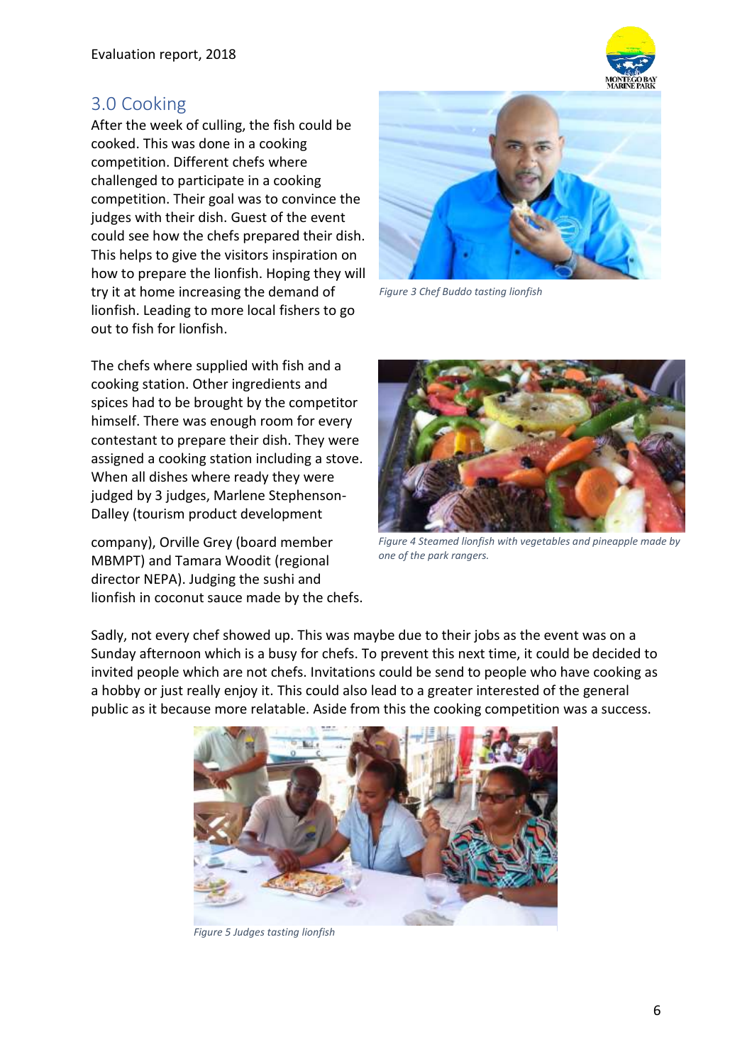## 3.0 Cooking

After the week of culling, the fish could be cooked. This was done in a cooking competition. Different chefs where challenged to participate in a cooking competition. Their goal was to convince the judges with their dish. Guest of the event could see how the chefs prepared their dish. This helps to give the visitors inspiration on how to prepare the lionfish. Hoping they will try it at home increasing the demand of lionfish. Leading to more local fishers to go out to fish for lionfish.

*Figure 3 Chef Buddo tasting lionfish*

The chefs where supplied with fish and a cooking station. Other ingredients and spices had to be brought by the competitor himself. There was enough room for every contestant to prepare their dish. They were assigned a cooking station including a stove. When all dishes where ready they were judged by 3 judges, Marlene Stephenson-Dalley (tourism product development company), Orville Grey (board member MBMPT) and Tamara Woodit (regional director NEPA). Judging the sushi and lionfish in coconut sauce made by the chefs.

*Figure 4 Steamed lionfish with vegetables and pineapple made by one of the park rangers.*

Sadly, not every chef showed up. This was maybe due to their jobs as the event was on a Sunday afternoon which is a busy for chefs. To prevent this next time, it could be decided to invited people which are not chefs. Invitations could be send to people who have cooking as a hobby or just really enjoy it. This could also lead to a greater interested of the general public as it because more relatable. Aside from this the cooking competition was a success.

*Figure 5 Judges tasting lionfish*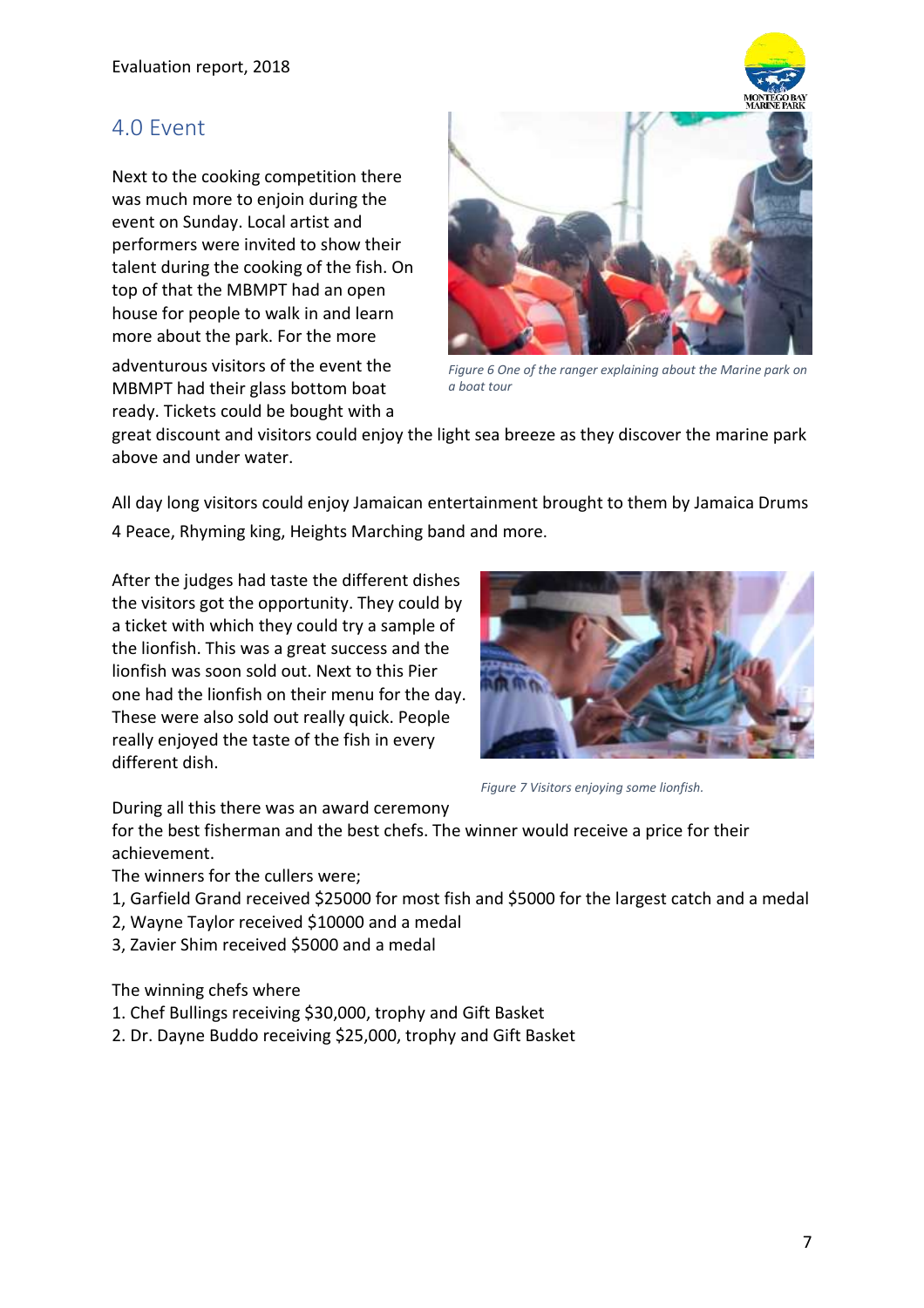## 4.0 Event

Next to the cooking competition there was much more to enjoin during the event on Sunday. Local artist and performers were invited to show their talent during the cooking of the fish. On top of that the MBMPT had an open house for people to walk in and learn more about the park. For the more adventurous visitors of the event the MBMPT had their glass bottom boat ready. Tickets could be bought with a great discount and visitors could enjoy the light sea breeze as they discover the marine park above and under water.

*Figure 6 One of the ranger explaining about the Marine park on a boat tour*

All day long visitors could enjoy Jamaican entertainment brought to them by Jamaica Drums 4 Peace, Rhyming king, Heights Marching band and more.

After the judges had taste the different dishes the visitors got the opportunity. They could by a ticket with which they could try a sample of the lionfish. This was a great success and the lionfish was soon sold out. Next to this Pier one had the lionfish on their menu for the day. These were also sold out really quick. People really enjoyed the taste of the fish in every different dish.

*Figure 7 Visitors enjoying some lionfish.*

During all this there was an award ceremony for the best fisherman and the best chefs. The winner would receive a price for their achievement.

The winners for the cullers were;

1, Garfield Grand received $25000 for most fish and $5000 for the largest catch and a medal
2, Wayne Taylor received $10000 and a medal
3, Zavier Shim received $5000 and a medal

The winning chefs where

1. Chef Bullings receiving $30,000, trophy and Gift Basket
2. Dr. Dayne Buddo receiving $25,000, trophy and Gift Basket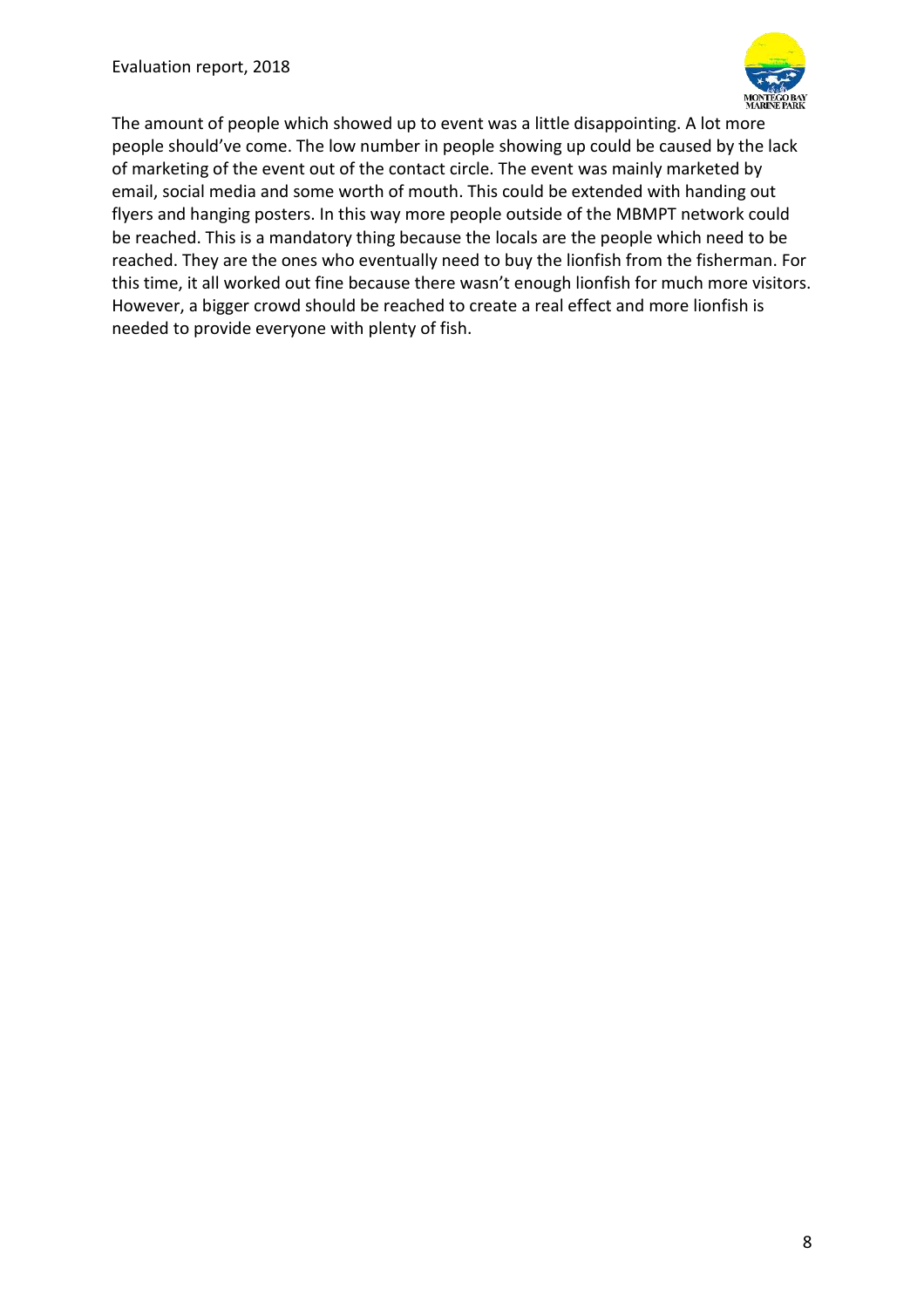The amount of people which showed up to event was a little disappointing. A lot more people should've come. The low number in people showing up could be caused by the lack of marketing of the event out of the contact circle. The event was mainly marketed by email, social media and some worth of mouth. This could be extended with handing out flyers and hanging posters. In this way more people outside of the MBMPT network could be reached. This is a mandatory thing because the locals are the people which need to be reached. They are the ones who eventually need to buy the lionfish from the fisherman. For this time, it all worked out fine because there wasn't enough lionfish for much more visitors. However, a bigger crowd should be reached to create a real effect and more lionfish is needed to provide everyone with plenty of fish.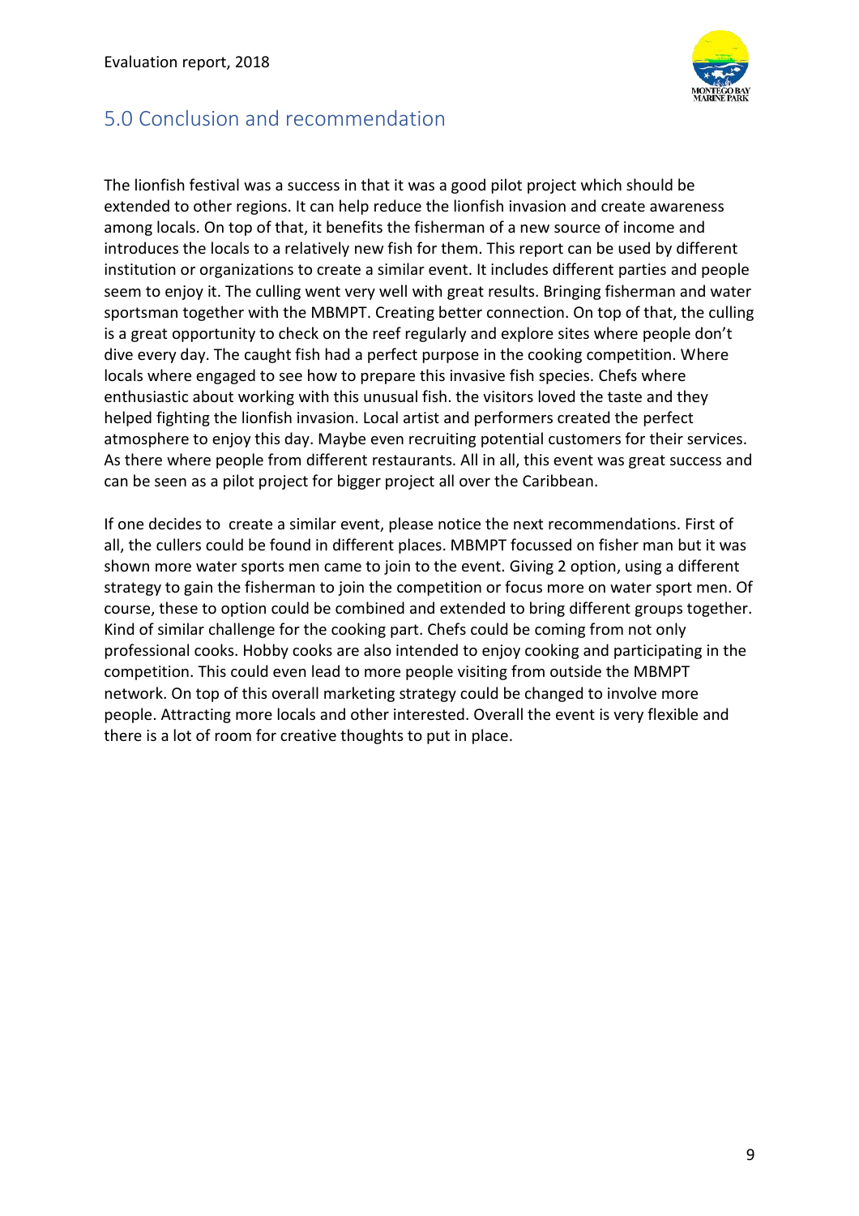## 5.0 Conclusion and recommendation

The lionfish festival was a success in that it was a good pilot project which should be extended to other regions. It can help reduce the lionfish invasion and create awareness among locals. On top of that, it benefits the fisherman of a new source of income and introduces the locals to a relatively new fish for them. This report can be used by different institution or organizations to create a similar event. It includes different parties and people seem to enjoy it. The culling went very well with great results. Bringing fisherman and water sportsman together with the MBMPT. Creating better connection. On top of that, the culling is a great opportunity to check on the reef regularly and explore sites where people don't dive every day. The caught fish had a perfect purpose in the cooking competition. Where locals where engaged to see how to prepare this invasive fish species. Chefs where enthusiastic about working with this unusual fish. the visitors loved the taste and they helped fighting the lionfish invasion. Local artist and performers created the perfect atmosphere to enjoy this day. Maybe even recruiting potential customers for their services. As there where people from different restaurants. All in all, this event was great success and can be seen as a pilot project for bigger project all over the Caribbean.

If one decides to create a similar event, please notice the next recommendations. First of all, the cullers could be found in different places. MBMPT focussed on fisher man but it was shown more water sports men came to join to the event. Giving 2 option, using a different strategy to gain the fisherman to join the competition or focus more on water sport men. Of course, these to option could be combined and extended to bring different groups together. Kind of similar challenge for the cooking part. Chefs could be coming from not only professional cooks. Hobby cooks are also intended to enjoy cooking and participating in the competition. This could even lead to more people visiting from outside the MBMPT network. On top of this overall marketing strategy could be changed to involve more people. Attracting more locals and other interested. Overall the event is very flexible and there is a lot of room for creative thoughts to put in place.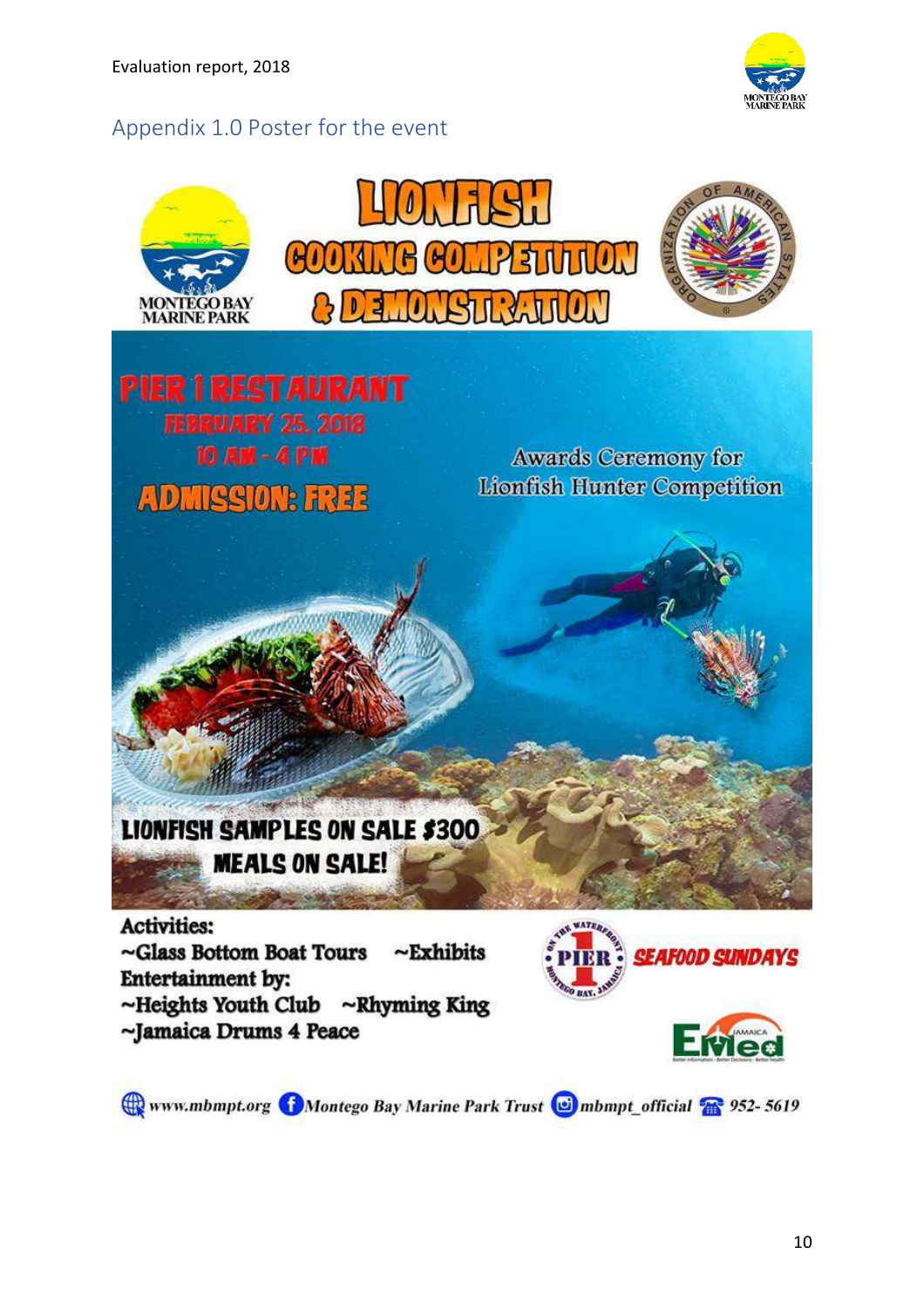## Appendix 1.0 Poster for the event

MONTEGO BAY MARINE PARK

# LIONFISH COOKING COMPETITION & DEMONSTRATION

PIER 1 RESTAURANT
FEBRUARY 25, 2018
10 AM - 4 PM
ADMISSION: FREE

Awards Ceremony for Lionfish Hunter Competition

LIONFISH SAMPLES ON SALE $300
MEALS ON SALE!

**Activities:**
~Glass Bottom Boat Tours ~Exhibits

**Entertainment by:**
~Heights Youth Club ~Rhyming King
~Jamaica Drums 4 Peace

PIER 1 SEAFOOD SUNDAYS

EMed

www.mbmpt.org Montego Bay Marine Park Trust mbmpt_official 952- 5619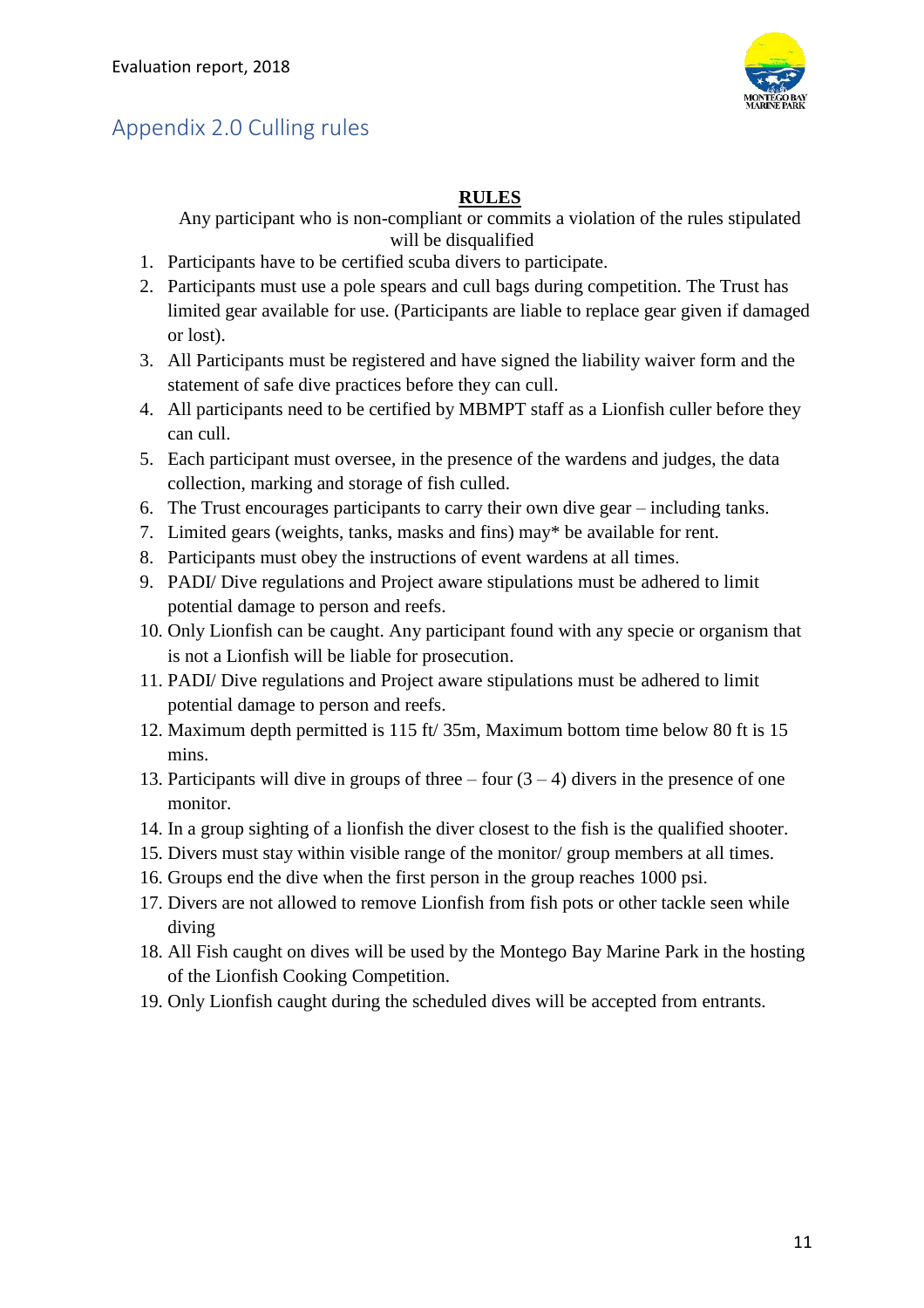## Appendix 2.0 Culling rules

**RULES**

Any participant who is non-compliant or commits a violation of the rules stipulated will be disqualified

1. Participants have to be certified scuba divers to participate.
2. Participants must use a pole spears and cull bags during competition. The Trust has limited gear available for use. (Participants are liable to replace gear given if damaged or lost).
3. All Participants must be registered and have signed the liability waiver form and the statement of safe dive practices before they can cull.
4. All participants need to be certified by MBMPT staff as a Lionfish culler before they can cull.
5. Each participant must oversee, in the presence of the wardens and judges, the data collection, marking and storage of fish culled.
6. The Trust encourages participants to carry their own dive gear – including tanks.
7. Limited gears (weights, tanks, masks and fins) may* be available for rent.
8. Participants must obey the instructions of event wardens at all times.
9. PADI/ Dive regulations and Project aware stipulations must be adhered to limit potential damage to person and reefs.
10. Only Lionfish can be caught. Any participant found with any specie or organism that is not a Lionfish will be liable for prosecution.
11. PADI/ Dive regulations and Project aware stipulations must be adhered to limit potential damage to person and reefs.
12. Maximum depth permitted is 115 ft/ 35m, Maximum bottom time below 80 ft is 15 mins.
13. Participants will dive in groups of three – four (3 – 4) divers in the presence of one monitor.
14. In a group sighting of a lionfish the diver closest to the fish is the qualified shooter.
15. Divers must stay within visible range of the monitor/ group members at all times.
16. Groups end the dive when the first person in the group reaches 1000 psi.
17. Divers are not allowed to remove Lionfish from fish pots or other tackle seen while diving
18. All Fish caught on dives will be used by the Montego Bay Marine Park in the hosting of the Lionfish Cooking Competition.
19. Only Lionfish caught during the scheduled dives will be accepted from entrants.